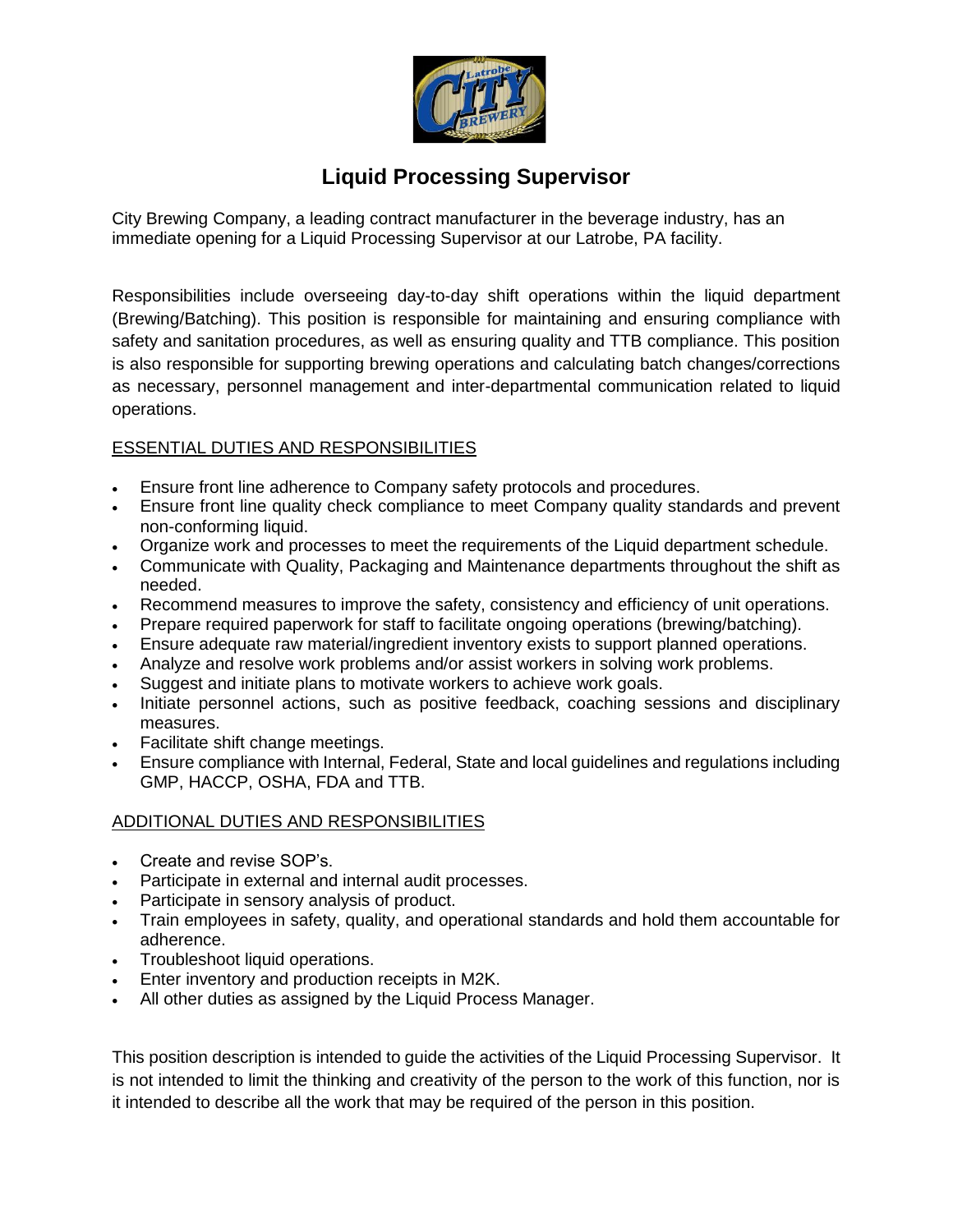# Liquid Processing Supervisor

City Brewing Company, a leading contract manufacturer in the beverage industry, has an immediate opening for a Liquid Processing Supervisor at our Latrobe, PA facility.

Responsibilities include overseeing day-to-day shift operations within the liquid department (Brewing/Batching). This position is responsible for maintaining and ensuring compliance with safety and sanitation procedures, as well as ensuring quality and TTB compliance. This position is also responsible for supporting brewing operations and calculating batch changes/corrections as necessary, personnel management and inter-departmental communication related to liquid operations.

## ESSENTIAL DUTIES AND RESPONSIBILITIES

- Ensure front line adherence to Company safety protocols and procedures.
- Ensure front line quality check compliance to meet Company quality standards and prevent non-conforming liquid.
- Organize work and processes to meet the requirements of the Liquid department schedule.
- Communicate with Quality, Packaging and Maintenance departments throughout the shift as needed.
- Recommend measures to improve the safety, consistency and efficiency of unit operations.
- Prepare required paperwork for staff to facilitate ongoing operations (brewing/batching).
- Ensure adequate raw material/ingredient inventory exists to support planned operations.
- Analyze and resolve work problems and/or assist workers in solving work problems.
- Suggest and initiate plans to motivate workers to achieve work goals.
- Initiate personnel actions, such as positive feedback, coaching sessions and disciplinary measures.
- Facilitate shift change meetings.
- Ensure compliance with Internal, Federal, State and local guidelines and regulations including GMP, HACCP, OSHA, FDA and TTB.

## ADDITIONAL DUTIES AND RESPONSIBILITIES

- Create and revise SOP's.
- Participate in external and internal audit processes.
- Participate in sensory analysis of product.
- Train employees in safety, quality, and operational standards and hold them accountable for adherence.
- Troubleshoot liquid operations.
- Enter inventory and production receipts in M2K.
- All other duties as assigned by the Liquid Process Manager.

This position description is intended to guide the activities of the Liquid Processing Supervisor. It is not intended to limit the thinking and creativity of the person to the work of this function, nor is it intended to describe all the work that may be required of the person in this position.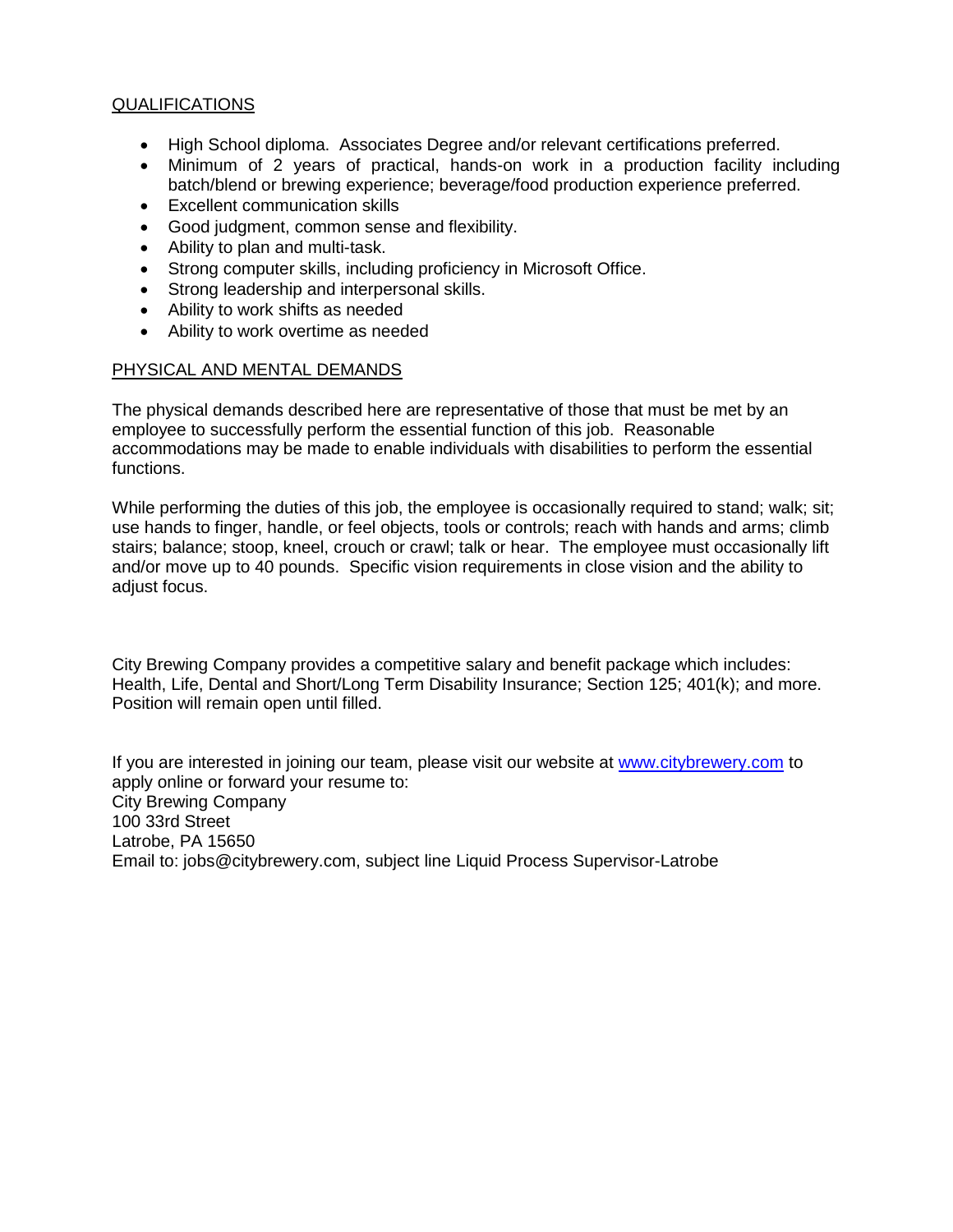## QUALIFICATIONS

- High School diploma. Associates Degree and/or relevant certifications preferred.
- Minimum of 2 years of practical, hands-on work in a production facility including batch/blend or brewing experience; beverage/food production experience preferred.
- Excellent communication skills
- Good judgment, common sense and flexibility.
- Ability to plan and multi-task.
- Strong computer skills, including proficiency in Microsoft Office.
- Strong leadership and interpersonal skills.
- Ability to work shifts as needed
- Ability to work overtime as needed

## PHYSICAL AND MENTAL DEMANDS

The physical demands described here are representative of those that must be met by an employee to successfully perform the essential function of this job. Reasonable accommodations may be made to enable individuals with disabilities to perform the essential functions.

While performing the duties of this job, the employee is occasionally required to stand; walk; sit; use hands to finger, handle, or feel objects, tools or controls; reach with hands and arms; climb stairs; balance; stoop, kneel, crouch or crawl; talk or hear. The employee must occasionally lift and/or move up to 40 pounds. Specific vision requirements in close vision and the ability to adjust focus.

City Brewing Company provides a competitive salary and benefit package which includes: Health, Life, Dental and Short/Long Term Disability Insurance; Section 125; 401(k); and more. Position will remain open until filled.

If you are interested in joining our team, please visit our website at www.citybrewery.com to apply online or forward your resume to:
City Brewing Company
100 33rd Street
Latrobe, PA 15650
Email to: jobs@citybrewery.com, subject line Liquid Process Supervisor-Latrobe